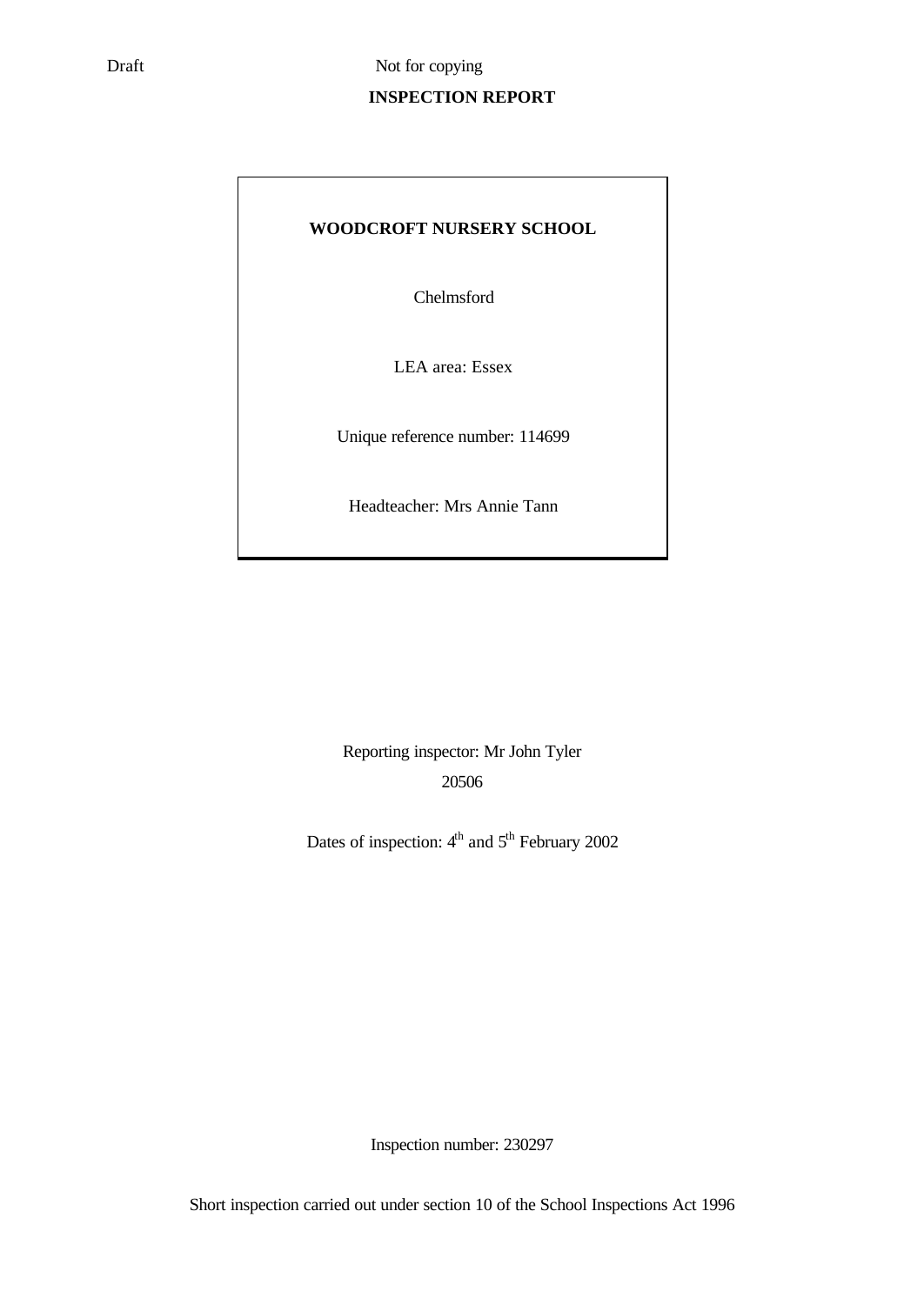Draft Not for copying

# INSPECTION REPORT

**WOODCROFT NURSERY SCHOOL**

Chelmsford

LEA area: Essex

Unique reference number: 114699

Headteacher: Mrs Annie Tann

Reporting inspector: Mr John Tyler

20506

Dates of inspection: 4th and 5th February 2002

Inspection number: 230297

Short inspection carried out under section 10 of the School Inspections Act 1996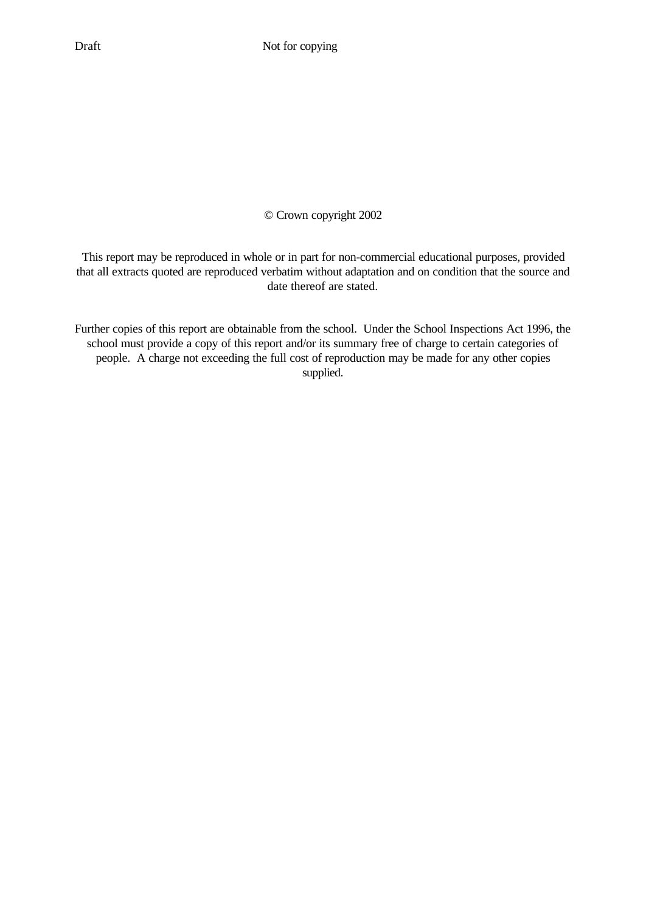© Crown copyright 2002

This report may be reproduced in whole or in part for non-commercial educational purposes, provided that all extracts quoted are reproduced verbatim without adaptation and on condition that the source and date thereof are stated.

Further copies of this report are obtainable from the school. Under the School Inspections Act 1996, the school must provide a copy of this report and/or its summary free of charge to certain categories of people. A charge not exceeding the full cost of reproduction may be made for any other copies supplied.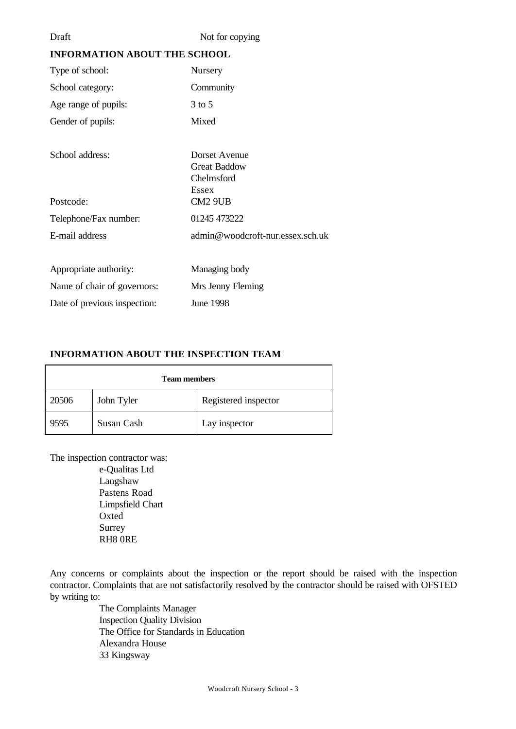Draft Not for copying

## INFORMATION ABOUT THE SCHOOL

| | |
|---|---|
| Type of school: | Nursery |
| School category: | Community |
| Age range of pupils: | 3 to 5 |
| Gender of pupils: | Mixed |
| School address: | Dorset Avenue<br>Great Baddow<br>Chelmsford<br>Essex |
| Postcode: | CM2 9UB |
| Telephone/Fax number: | 01245 473222 |
| E-mail address | admin@woodcroft-nur.essex.sch.uk |
| Appropriate authority: | Managing body |
| Name of chair of governors: | Mrs Jenny Fleming |
| Date of previous inspection: | June 1998 |

## INFORMATION ABOUT THE INSPECTION TEAM

| Team members | | |
|---|---|---|
| 20506 | John Tyler | Registered inspector |
| 9595 | Susan Cash | Lay inspector |

The inspection contractor was:

e-Qualitas Ltd
Langshaw
Pastens Road
Limpsfield Chart
Oxted
Surrey
RH8 0RE

Any concerns or complaints about the inspection or the report should be raised with the inspection contractor. Complaints that are not satisfactorily resolved by the contractor should be raised with OFSTED by writing to:

The Complaints Manager
Inspection Quality Division
The Office for Standards in Education
Alexandra House
33 Kingsway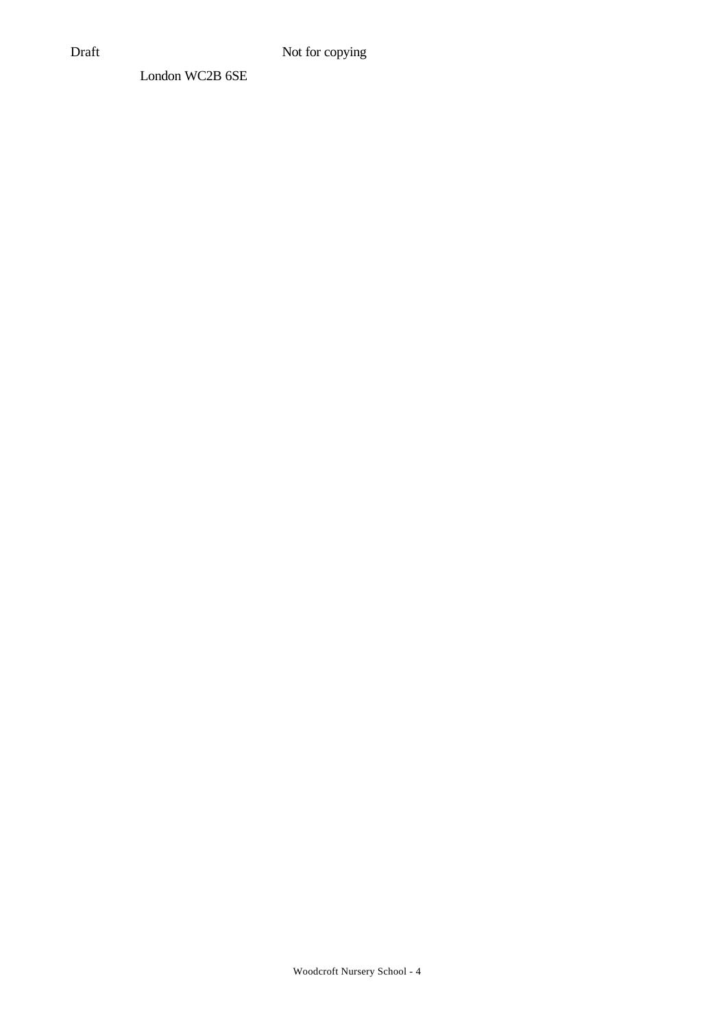London WC2B 6SE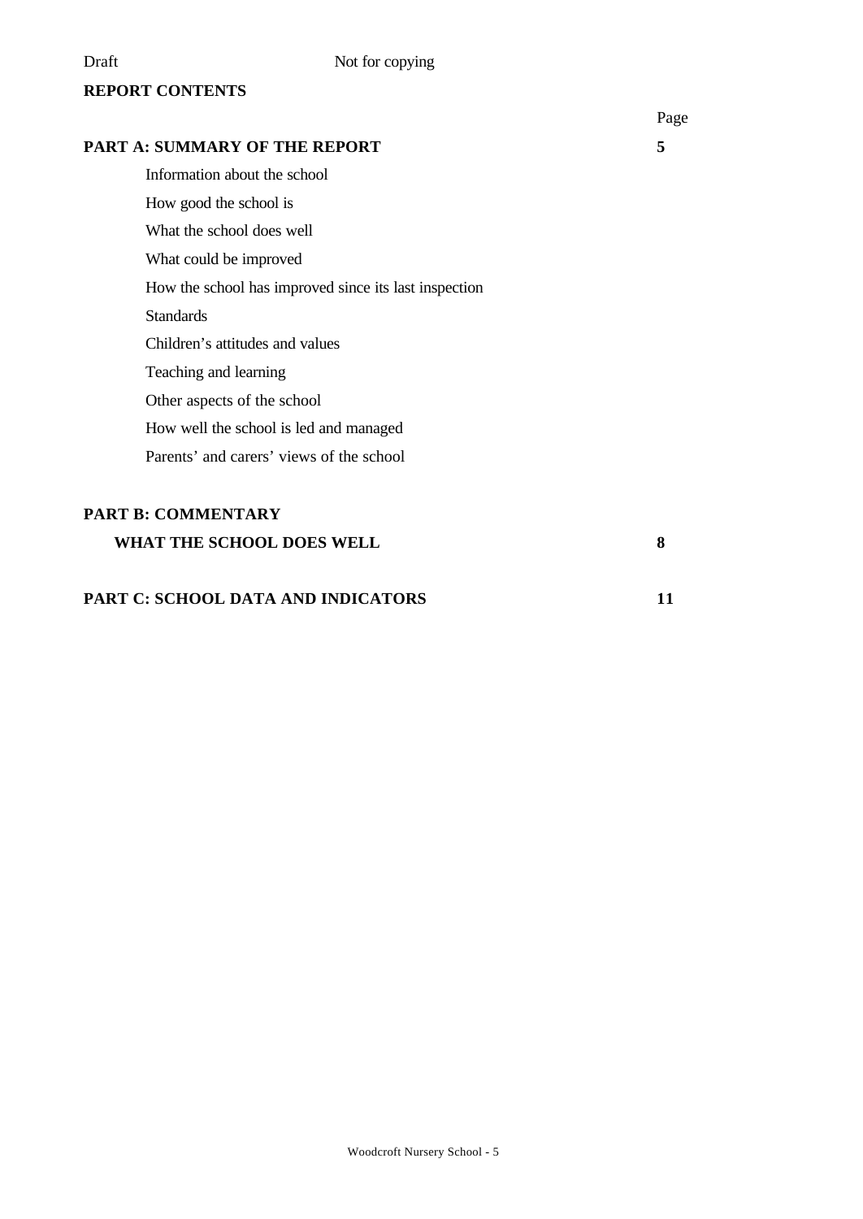Draft Not for copying

## REPORT CONTENTS

| | Page |
|---|---|
| **PART A: SUMMARY OF THE REPORT** | **5** |
| Information about the school | |
| How good the school is | |
| What the school does well | |
| What could be improved | |
| How the school has improved since its last inspection | |
| Standards | |
| Children's attitudes and values | |
| Teaching and learning | |
| Other aspects of the school | |
| How well the school is led and managed | |
| Parents' and carers' views of the school | |
| **PART B: COMMENTARY** | |
| **WHAT THE SCHOOL DOES WELL** | **8** |
| **PART C: SCHOOL DATA AND INDICATORS** | **11** |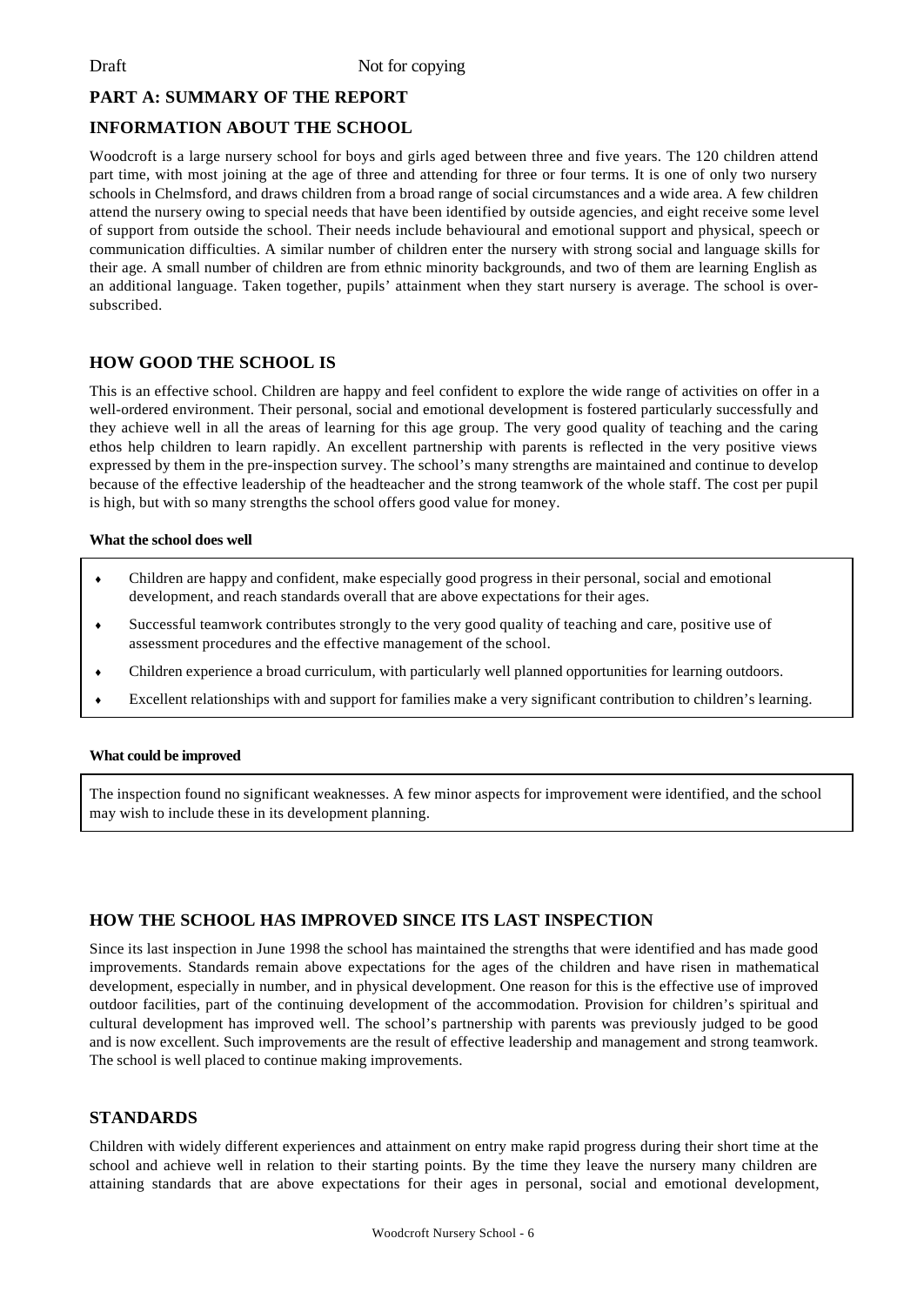Draft Not for copying

## PART A: SUMMARY OF THE REPORT

## INFORMATION ABOUT THE SCHOOL

Woodcroft is a large nursery school for boys and girls aged between three and five years. The 120 children attend part time, with most joining at the age of three and attending for three or four terms. It is one of only two nursery schools in Chelmsford, and draws children from a broad range of social circumstances and a wide area. A few children attend the nursery owing to special needs that have been identified by outside agencies, and eight receive some level of support from outside the school. Their needs include behavioural and emotional support and physical, speech or communication difficulties. A similar number of children enter the nursery with strong social and language skills for their age. A small number of children are from ethnic minority backgrounds, and two of them are learning English as an additional language. Taken together, pupils' attainment when they start nursery is average. The school is over-subscribed.

## HOW GOOD THE SCHOOL IS

This is an effective school. Children are happy and feel confident to explore the wide range of activities on offer in a well-ordered environment. Their personal, social and emotional development is fostered particularly successfully and they achieve well in all the areas of learning for this age group. The very good quality of teaching and the caring ethos help children to learn rapidly. An excellent partnership with parents is reflected in the very positive views expressed by them in the pre-inspection survey. The school's many strengths are maintained and continue to develop because of the effective leadership of the headteacher and the strong teamwork of the whole staff. The cost per pupil is high, but with so many strengths the school offers good value for money.

**What the school does well**

- Children are happy and confident, make especially good progress in their personal, social and emotional development, and reach standards overall that are above expectations for their ages.
- Successful teamwork contributes strongly to the very good quality of teaching and care, positive use of assessment procedures and the effective management of the school.
- Children experience a broad curriculum, with particularly well planned opportunities for learning outdoors.
- Excellent relationships with and support for families make a very significant contribution to children's learning.

**What could be improved**

The inspection found no significant weaknesses. A few minor aspects for improvement were identified, and the school may wish to include these in its development planning.

## HOW THE SCHOOL HAS IMPROVED SINCE ITS LAST INSPECTION

Since its last inspection in June 1998 the school has maintained the strengths that were identified and has made good improvements. Standards remain above expectations for the ages of the children and have risen in mathematical development, especially in number, and in physical development. One reason for this is the effective use of improved outdoor facilities, part of the continuing development of the accommodation. Provision for children's spiritual and cultural development has improved well. The school's partnership with parents was previously judged to be good and is now excellent. Such improvements are the result of effective leadership and management and strong teamwork. The school is well placed to continue making improvements.

## STANDARDS

Children with widely different experiences and attainment on entry make rapid progress during their short time at the school and achieve well in relation to their starting points. By the time they leave the nursery many children are attaining standards that are above expectations for their ages in personal, social and emotional development,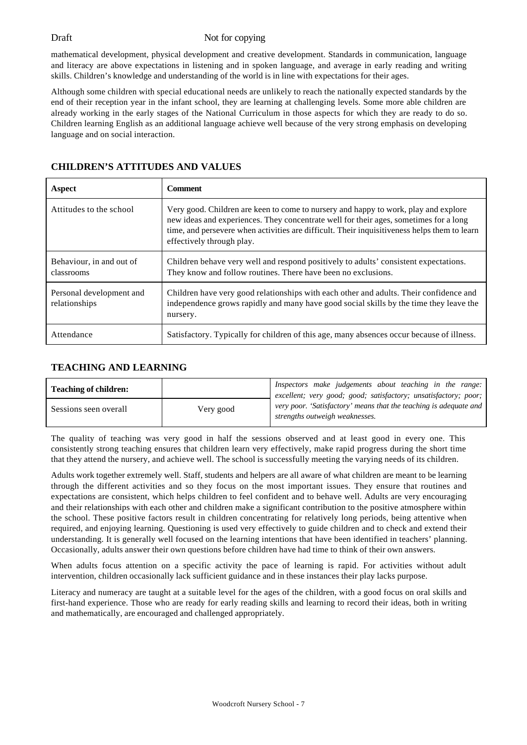mathematical development, physical development and creative development. Standards in communication, language and literacy are above expectations in listening and in spoken language, and average in early reading and writing skills. Children's knowledge and understanding of the world is in line with expectations for their ages.

Although some children with special educational needs are unlikely to reach the nationally expected standards by the end of their reception year in the infant school, they are learning at challenging levels. Some more able children are already working in the early stages of the National Curriculum in those aspects for which they are ready to do so. Children learning English as an additional language achieve well because of the very strong emphasis on developing language and on social interaction.

## CHILDREN'S ATTITUDES AND VALUES

| Aspect | Comment |
|---|---|
| Attitudes to the school | Very good. Children are keen to come to nursery and happy to work, play and explore new ideas and experiences. They concentrate well for their ages, sometimes for a long time, and persevere when activities are difficult. Their inquisitiveness helps them to learn effectively through play. |
| Behaviour, in and out of classrooms | Children behave very well and respond positively to adults' consistent expectations. They know and follow routines. There have been no exclusions. |
| Personal development and relationships | Children have very good relationships with each other and adults. Their confidence and independence grows rapidly and many have good social skills by the time they leave the nursery. |
| Attendance | Satisfactory. Typically for children of this age, many absences occur because of illness. |

## TEACHING AND LEARNING

| Teaching of children: | |
|---|---|
| Sessions seen overall | Very good |

*Inspectors make judgements about teaching in the range: excellent; very good; good; satisfactory; unsatisfactory; poor; very poor. 'Satisfactory' means that the teaching is adequate and strengths outweigh weaknesses.*

The quality of teaching was very good in half the sessions observed and at least good in every one. This consistently strong teaching ensures that children learn very effectively, make rapid progress during the short time that they attend the nursery, and achieve well. The school is successfully meeting the varying needs of its children.

Adults work together extremely well. Staff, students and helpers are all aware of what children are meant to be learning through the different activities and so they focus on the most important issues. They ensure that routines and expectations are consistent, which helps children to feel confident and to behave well. Adults are very encouraging and their relationships with each other and children make a significant contribution to the positive atmosphere within the school. These positive factors result in children concentrating for relatively long periods, being attentive when required, and enjoying learning. Questioning is used very effectively to guide children and to check and extend their understanding. It is generally well focused on the learning intentions that have been identified in teachers' planning. Occasionally, adults answer their own questions before children have had time to think of their own answers.

When adults focus attention on a specific activity the pace of learning is rapid. For activities without adult intervention, children occasionally lack sufficient guidance and in these instances their play lacks purpose.

Literacy and numeracy are taught at a suitable level for the ages of the children, with a good focus on oral skills and first-hand experience. Those who are ready for early reading skills and learning to record their ideas, both in writing and mathematically, are encouraged and challenged appropriately.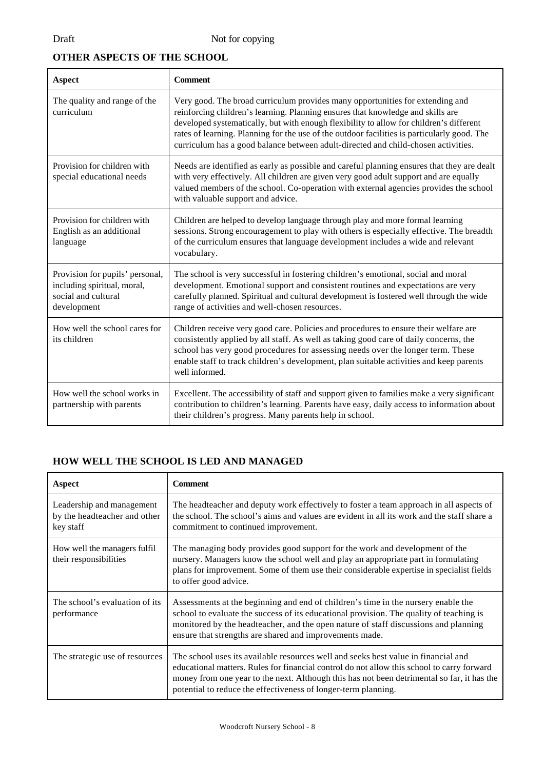## OTHER ASPECTS OF THE SCHOOL

| Aspect | Comment |
|---|---|
| The quality and range of the curriculum | Very good. The broad curriculum provides many opportunities for extending and reinforcing children's learning. Planning ensures that knowledge and skills are developed systematically, but with enough flexibility to allow for children's different rates of learning. Planning for the use of the outdoor facilities is particularly good. The curriculum has a good balance between adult-directed and child-chosen activities. |
| Provision for children with special educational needs | Needs are identified as early as possible and careful planning ensures that they are dealt with very effectively. All children are given very good adult support and are equally valued members of the school. Co-operation with external agencies provides the school with valuable support and advice. |
| Provision for children with English as an additional language | Children are helped to develop language through play and more formal learning sessions. Strong encouragement to play with others is especially effective. The breadth of the curriculum ensures that language development includes a wide and relevant vocabulary. |
| Provision for pupils' personal, including spiritual, moral, social and cultural development | The school is very successful in fostering children's emotional, social and moral development. Emotional support and consistent routines and expectations are very carefully planned. Spiritual and cultural development is fostered well through the wide range of activities and well-chosen resources. |
| How well the school cares for its children | Children receive very good care. Policies and procedures to ensure their welfare are consistently applied by all staff. As well as taking good care of daily concerns, the school has very good procedures for assessing needs over the longer term. These enable staff to track children's development, plan suitable activities and keep parents well informed. |
| How well the school works in partnership with parents | Excellent. The accessibility of staff and support given to families make a very significant contribution to children's learning. Parents have easy, daily access to information about their children's progress. Many parents help in school. |

## HOW WELL THE SCHOOL IS LED AND MANAGED

| Aspect | Comment |
|---|---|
| Leadership and management by the headteacher and other key staff | The headteacher and deputy work effectively to foster a team approach in all aspects of the school. The school's aims and values are evident in all its work and the staff share a commitment to continued improvement. |
| How well the managers fulfil their responsibilities | The managing body provides good support for the work and development of the nursery. Managers know the school well and play an appropriate part in formulating plans for improvement. Some of them use their considerable expertise in specialist fields to offer good advice. |
| The school's evaluation of its performance | Assessments at the beginning and end of children's time in the nursery enable the school to evaluate the success of its educational provision. The quality of teaching is monitored by the headteacher, and the open nature of staff discussions and planning ensure that strengths are shared and improvements made. |
| The strategic use of resources | The school uses its available resources well and seeks best value in financial and educational matters. Rules for financial control do not allow this school to carry forward money from one year to the next. Although this has not been detrimental so far, it has the potential to reduce the effectiveness of longer-term planning. |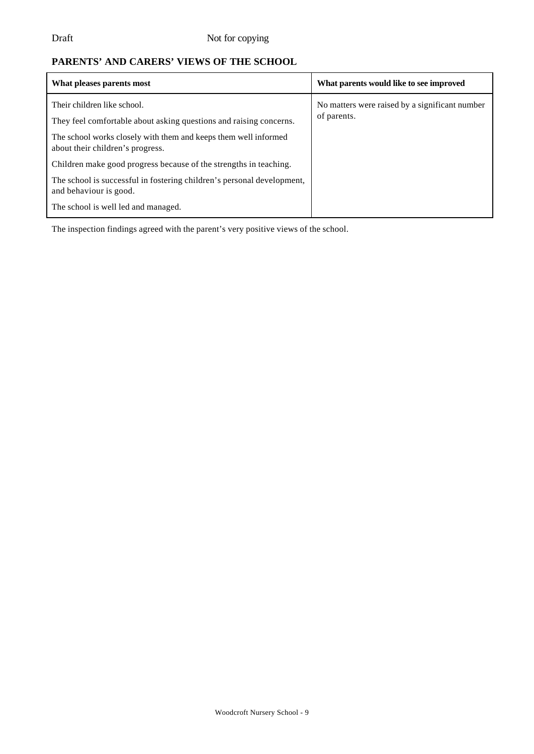## PARENTS' AND CARERS' VIEWS OF THE SCHOOL

| What pleases parents most | What parents would like to see improved |
| --- | --- |
| Their children like school.<br>They feel comfortable about asking questions and raising concerns.<br>The school works closely with them and keeps them well informed about their children's progress.<br>Children make good progress because of the strengths in teaching.<br>The school is successful in fostering children's personal development, and behaviour is good.<br>The school is well led and managed. | No matters were raised by a significant number of parents. |

The inspection findings agreed with the parent's very positive views of the school.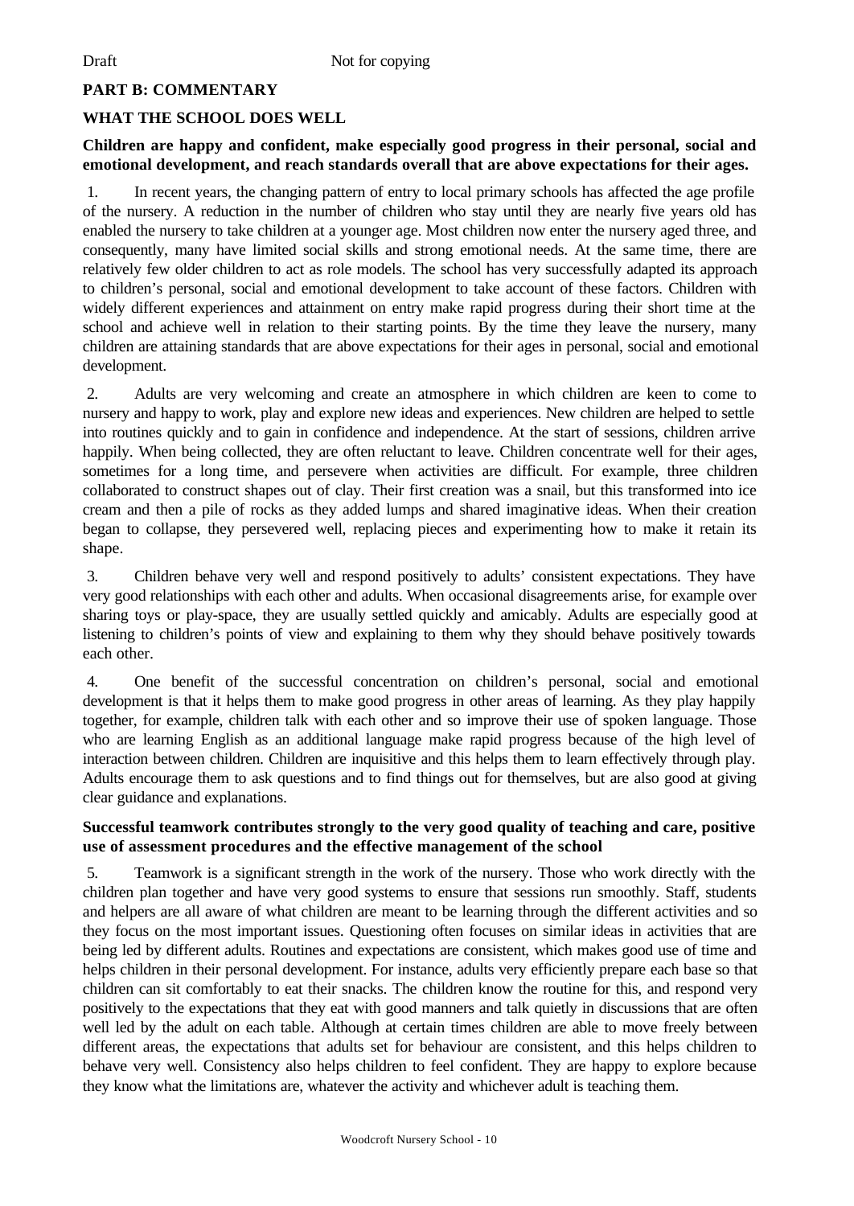## PART B: COMMENTARY

### WHAT THE SCHOOL DOES WELL

**Children are happy and confident, make especially good progress in their personal, social and emotional development, and reach standards overall that are above expectations for their ages.**

1. In recent years, the changing pattern of entry to local primary schools has affected the age profile of the nursery. A reduction in the number of children who stay until they are nearly five years old has enabled the nursery to take children at a younger age. Most children now enter the nursery aged three, and consequently, many have limited social skills and strong emotional needs. At the same time, there are relatively few older children to act as role models. The school has very successfully adapted its approach to children's personal, social and emotional development to take account of these factors. Children with widely different experiences and attainment on entry make rapid progress during their short time at the school and achieve well in relation to their starting points. By the time they leave the nursery, many children are attaining standards that are above expectations for their ages in personal, social and emotional development.

2. Adults are very welcoming and create an atmosphere in which children are keen to come to nursery and happy to work, play and explore new ideas and experiences. New children are helped to settle into routines quickly and to gain in confidence and independence. At the start of sessions, children arrive happily. When being collected, they are often reluctant to leave. Children concentrate well for their ages, sometimes for a long time, and persevere when activities are difficult. For example, three children collaborated to construct shapes out of clay. Their first creation was a snail, but this transformed into ice cream and then a pile of rocks as they added lumps and shared imaginative ideas. When their creation began to collapse, they persevered well, replacing pieces and experimenting how to make it retain its shape.

3. Children behave very well and respond positively to adults' consistent expectations. They have very good relationships with each other and adults. When occasional disagreements arise, for example over sharing toys or play-space, they are usually settled quickly and amicably. Adults are especially good at listening to children's points of view and explaining to them why they should behave positively towards each other.

4. One benefit of the successful concentration on children's personal, social and emotional development is that it helps them to make good progress in other areas of learning. As they play happily together, for example, children talk with each other and so improve their use of spoken language. Those who are learning English as an additional language make rapid progress because of the high level of interaction between children. Children are inquisitive and this helps them to learn effectively through play. Adults encourage them to ask questions and to find things out for themselves, but are also good at giving clear guidance and explanations.

**Successful teamwork contributes strongly to the very good quality of teaching and care, positive use of assessment procedures and the effective management of the school**

5. Teamwork is a significant strength in the work of the nursery. Those who work directly with the children plan together and have very good systems to ensure that sessions run smoothly. Staff, students and helpers are all aware of what children are meant to be learning through the different activities and so they focus on the most important issues. Questioning often focuses on similar ideas in activities that are being led by different adults. Routines and expectations are consistent, which makes good use of time and helps children in their personal development. For instance, adults very efficiently prepare each base so that children can sit comfortably to eat their snacks. The children know the routine for this, and respond very positively to the expectations that they eat with good manners and talk quietly in discussions that are often well led by the adult on each table. Although at certain times children are able to move freely between different areas, the expectations that adults set for behaviour are consistent, and this helps children to behave very well. Consistency also helps children to feel confident. They are happy to explore because they know what the limitations are, whatever the activity and whichever adult is teaching them.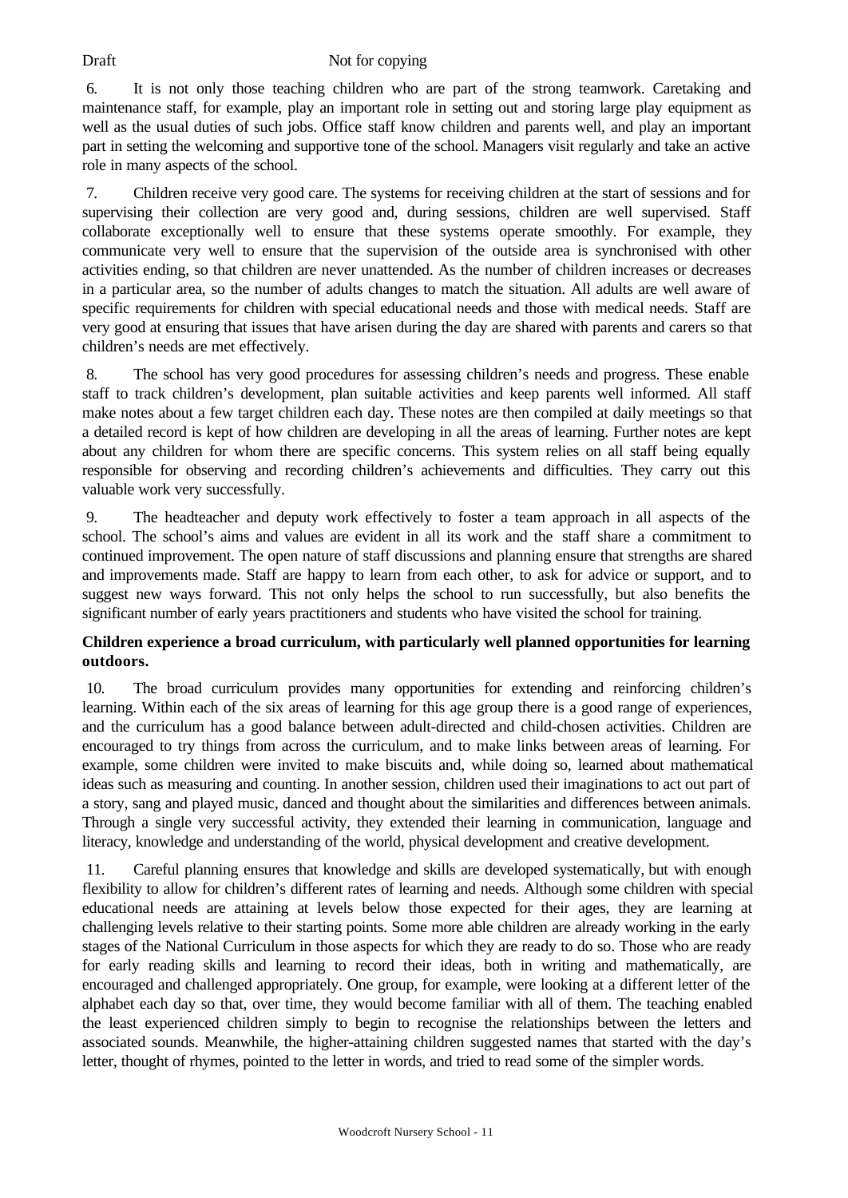6. It is not only those teaching children who are part of the strong teamwork. Caretaking and maintenance staff, for example, play an important role in setting out and storing large play equipment as well as the usual duties of such jobs. Office staff know children and parents well, and play an important part in setting the welcoming and supportive tone of the school. Managers visit regularly and take an active role in many aspects of the school.

7. Children receive very good care. The systems for receiving children at the start of sessions and for supervising their collection are very good and, during sessions, children are well supervised. Staff collaborate exceptionally well to ensure that these systems operate smoothly. For example, they communicate very well to ensure that the supervision of the outside area is synchronised with other activities ending, so that children are never unattended. As the number of children increases or decreases in a particular area, so the number of adults changes to match the situation. All adults are well aware of specific requirements for children with special educational needs and those with medical needs. Staff are very good at ensuring that issues that have arisen during the day are shared with parents and carers so that children's needs are met effectively.

8. The school has very good procedures for assessing children's needs and progress. These enable staff to track children's development, plan suitable activities and keep parents well informed. All staff make notes about a few target children each day. These notes are then compiled at daily meetings so that a detailed record is kept of how children are developing in all the areas of learning. Further notes are kept about any children for whom there are specific concerns. This system relies on all staff being equally responsible for observing and recording children's achievements and difficulties. They carry out this valuable work very successfully.

9. The headteacher and deputy work effectively to foster a team approach in all aspects of the school. The school's aims and values are evident in all its work and the staff share a commitment to continued improvement. The open nature of staff discussions and planning ensure that strengths are shared and improvements made. Staff are happy to learn from each other, to ask for advice or support, and to suggest new ways forward. This not only helps the school to run successfully, but also benefits the significant number of early years practitioners and students who have visited the school for training.

**Children experience a broad curriculum, with particularly well planned opportunities for learning outdoors.**

10. The broad curriculum provides many opportunities for extending and reinforcing children's learning. Within each of the six areas of learning for this age group there is a good range of experiences, and the curriculum has a good balance between adult-directed and child-chosen activities. Children are encouraged to try things from across the curriculum, and to make links between areas of learning. For example, some children were invited to make biscuits and, while doing so, learned about mathematical ideas such as measuring and counting. In another session, children used their imaginations to act out part of a story, sang and played music, danced and thought about the similarities and differences between animals. Through a single very successful activity, they extended their learning in communication, language and literacy, knowledge and understanding of the world, physical development and creative development.

11. Careful planning ensures that knowledge and skills are developed systematically, but with enough flexibility to allow for children's different rates of learning and needs. Although some children with special educational needs are attaining at levels below those expected for their ages, they are learning at challenging levels relative to their starting points. Some more able children are already working in the early stages of the National Curriculum in those aspects for which they are ready to do so. Those who are ready for early reading skills and learning to record their ideas, both in writing and mathematically, are encouraged and challenged appropriately. One group, for example, were looking at a different letter of the alphabet each day so that, over time, they would become familiar with all of them. The teaching enabled the least experienced children simply to begin to recognise the relationships between the letters and associated sounds. Meanwhile, the higher-attaining children suggested names that started with the day's letter, thought of rhymes, pointed to the letter in words, and tried to read some of the simpler words.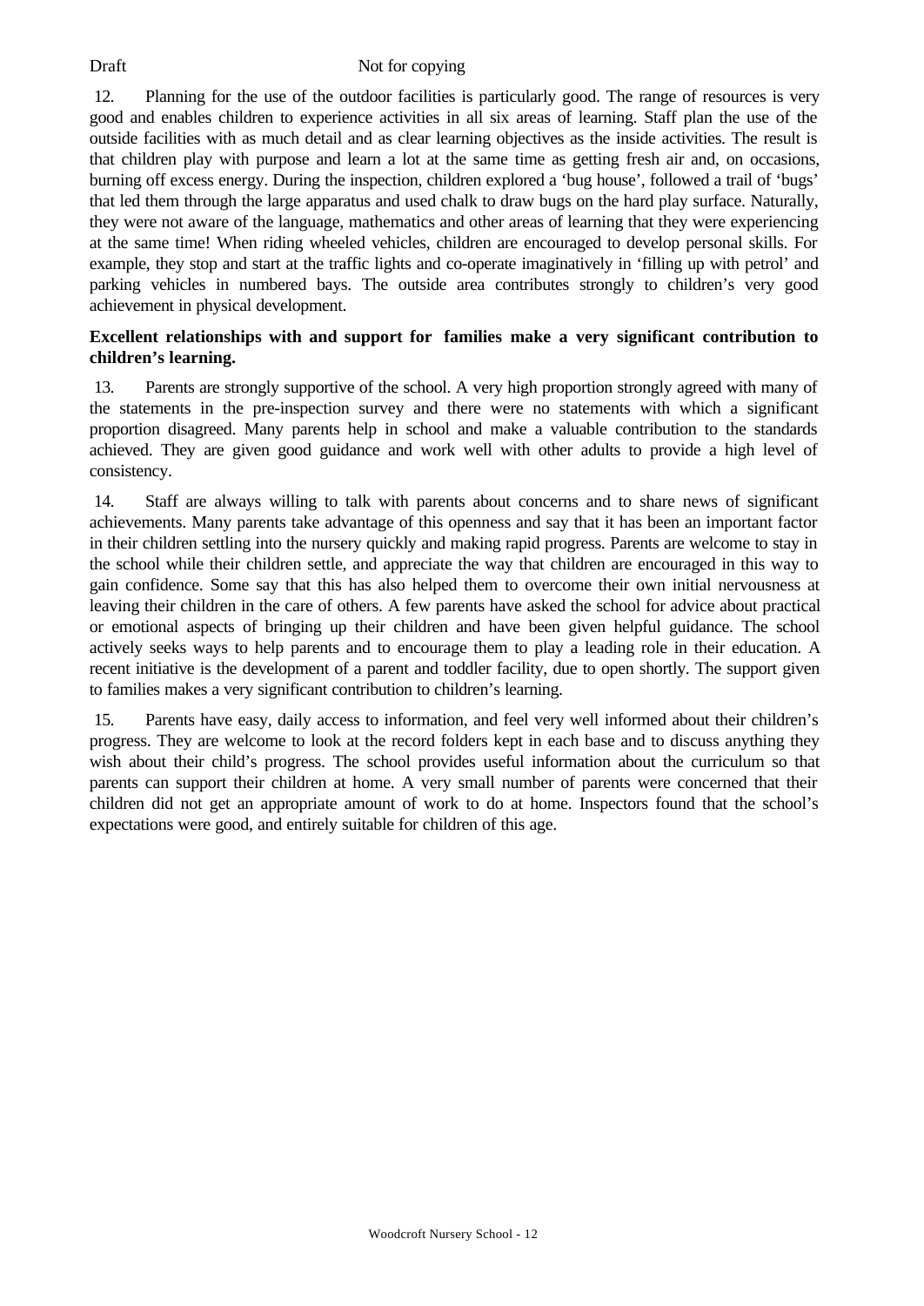12. Planning for the use of the outdoor facilities is particularly good. The range of resources is very good and enables children to experience activities in all six areas of learning. Staff plan the use of the outside facilities with as much detail and as clear learning objectives as the inside activities. The result is that children play with purpose and learn a lot at the same time as getting fresh air and, on occasions, burning off excess energy. During the inspection, children explored a 'bug house', followed a trail of 'bugs' that led them through the large apparatus and used chalk to draw bugs on the hard play surface. Naturally, they were not aware of the language, mathematics and other areas of learning that they were experiencing at the same time! When riding wheeled vehicles, children are encouraged to develop personal skills. For example, they stop and start at the traffic lights and co-operate imaginatively in 'filling up with petrol' and parking vehicles in numbered bays. The outside area contributes strongly to children's very good achievement in physical development.

**Excellent relationships with and support for families make a very significant contribution to children's learning.**

13. Parents are strongly supportive of the school. A very high proportion strongly agreed with many of the statements in the pre-inspection survey and there were no statements with which a significant proportion disagreed. Many parents help in school and make a valuable contribution to the standards achieved. They are given good guidance and work well with other adults to provide a high level of consistency.

14. Staff are always willing to talk with parents about concerns and to share news of significant achievements. Many parents take advantage of this openness and say that it has been an important factor in their children settling into the nursery quickly and making rapid progress. Parents are welcome to stay in the school while their children settle, and appreciate the way that children are encouraged in this way to gain confidence. Some say that this has also helped them to overcome their own initial nervousness at leaving their children in the care of others. A few parents have asked the school for advice about practical or emotional aspects of bringing up their children and have been given helpful guidance. The school actively seeks ways to help parents and to encourage them to play a leading role in their education. A recent initiative is the development of a parent and toddler facility, due to open shortly. The support given to families makes a very significant contribution to children's learning.

15. Parents have easy, daily access to information, and feel very well informed about their children's progress. They are welcome to look at the record folders kept in each base and to discuss anything they wish about their child's progress. The school provides useful information about the curriculum so that parents can support their children at home. A very small number of parents were concerned that their children did not get an appropriate amount of work to do at home. Inspectors found that the school's expectations were good, and entirely suitable for children of this age.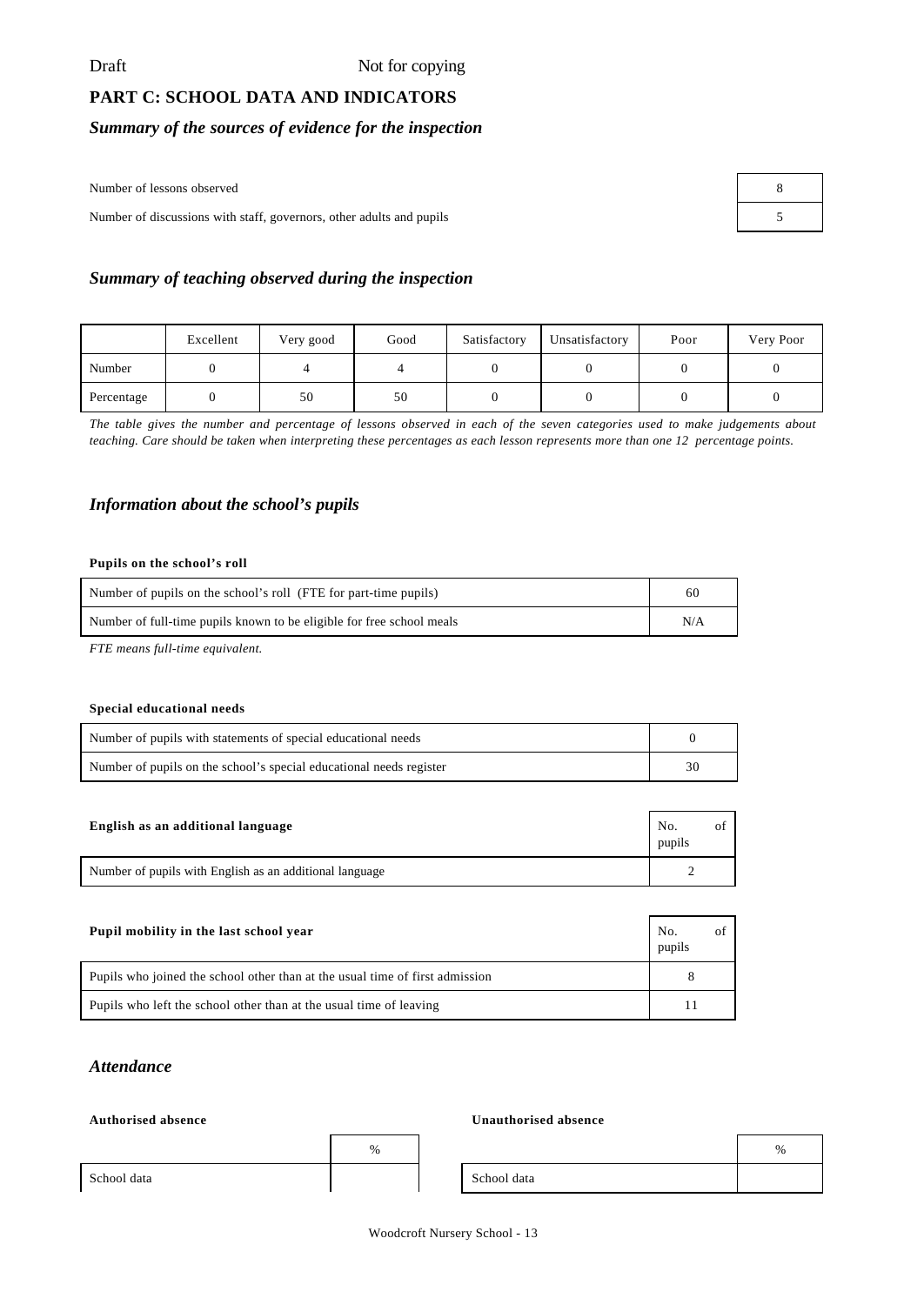Draft Not for copying

## PART C: SCHOOL DATA AND INDICATORS

### *Summary of the sources of evidence for the inspection*

| | |
|---|---|
| Number of lessons observed | 8 |
| Number of discussions with staff, governors, other adults and pupils | 5 |

### *Summary of teaching observed during the inspection*

| | Excellent | Very good | Good | Satisfactory | Unsatisfactory | Poor | Very Poor |
|---|---|---|---|---|---|---|---|
| Number | 0 | 4 | 4 | 0 | 0 | 0 | 0 |
| Percentage | 0 | 50 | 50 | 0 | 0 | 0 | 0 |

*The table gives the number and percentage of lessons observed in each of the seven categories used to make judgements about teaching. Care should be taken when interpreting these percentages as each lesson represents more than one 12 percentage points.*

### *Information about the school's pupils*

**Pupils on the school's roll**

| | |
|---|---|
| Number of pupils on the school's roll (FTE for part-time pupils) | 60 |
| Number of full-time pupils known to be eligible for free school meals | N/A |

*FTE means full-time equivalent.*

**Special educational needs**

| | |
|---|---|
| Number of pupils with statements of special educational needs | 0 |
| Number of pupils on the school's special educational needs register | 30 |

| **English as an additional language** | No. of pupils |
|---|---|
| Number of pupils with English as an additional language | 2 |

| **Pupil mobility in the last school year** | No. of pupils |
|---|---|
| Pupils who joined the school other than at the usual time of first admission | 8 |
| Pupils who left the school other than at the usual time of leaving | 11 |

### *Attendance*

**Authorised absence**

| | % |
|---|---|
| School data | |

**Unauthorised absence**

| | % |
|---|---|
| School data | |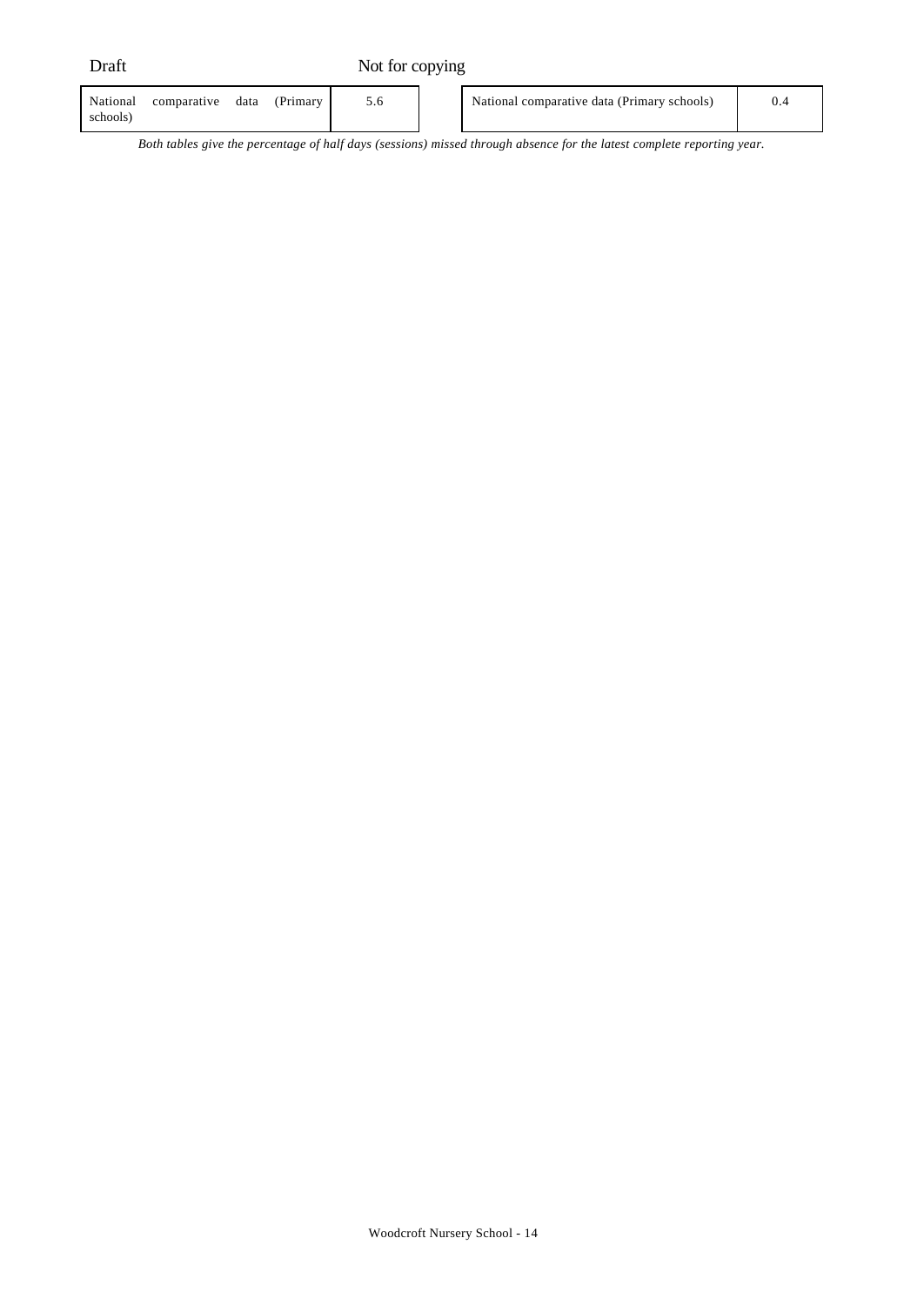| National comparative data (Primary schools) | 5.6 |
|---|---|

| National comparative data (Primary schools) | 0.4 |
|---|---|

*Both tables give the percentage of half days (sessions) missed through absence for the latest complete reporting year.*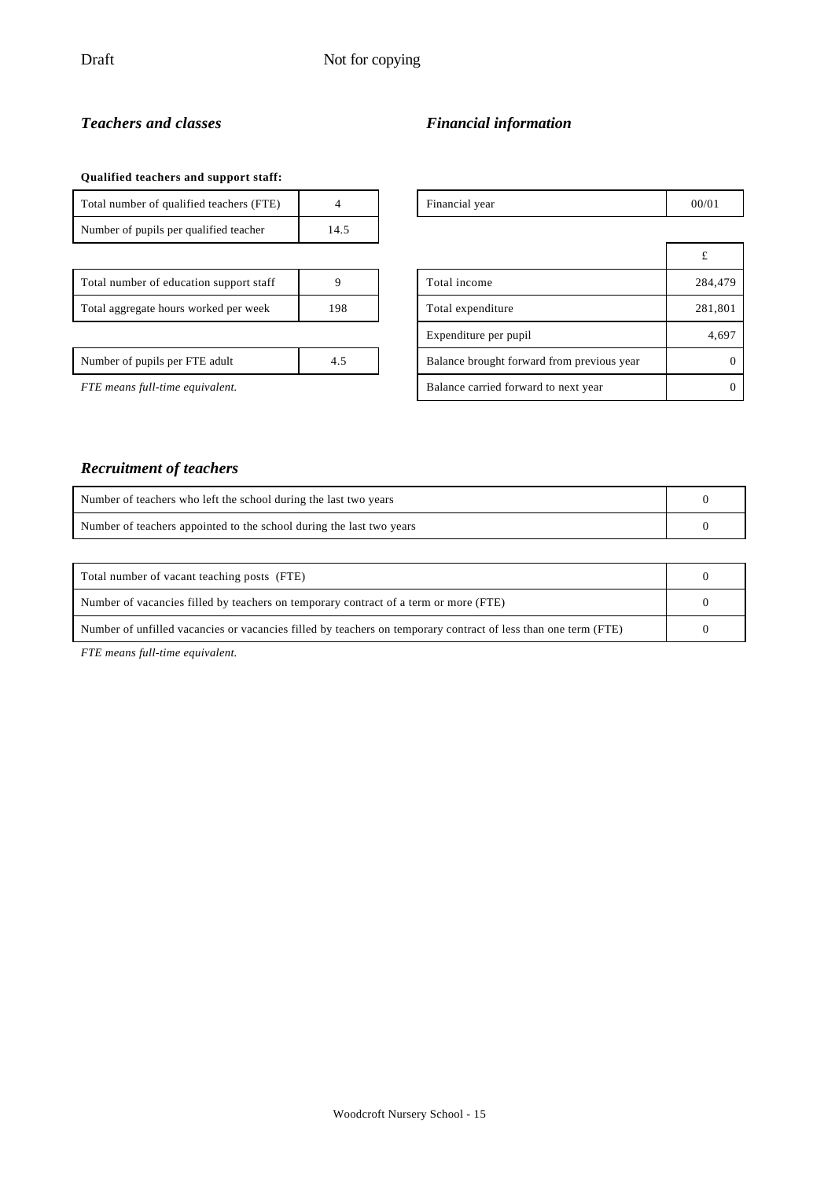### *Teachers and classes*

**Qualified teachers and support staff:**

| | |
|---|---|
| Total number of qualified teachers (FTE) | 4 |
| Number of pupils per qualified teacher | 14.5 |

| | |
|---|---|
| Total number of education support staff | 9 |
| Total aggregate hours worked per week | 198 |

| | |
|---|---|
| Number of pupils per FTE adult | 4.5 |

*FTE means full-time equivalent.*

### *Financial information*

| | |
|---|---|
| Financial year | 00/01 |

| | £ |
|---|---|
| Total income | 284,479 |
| Total expenditure | 281,801 |
| Expenditure per pupil | 4,697 |
| Balance brought forward from previous year | 0 |
| Balance carried forward to next year | 0 |

### *Recruitment of teachers*

| | |
|---|---|
| Number of teachers who left the school during the last two years | 0 |
| Number of teachers appointed to the school during the last two years | 0 |

| | |
|---|---|
| Total number of vacant teaching posts (FTE) | 0 |
| Number of vacancies filled by teachers on temporary contract of a term or more (FTE) | 0 |
| Number of unfilled vacancies or vacancies filled by teachers on temporary contract of less than one term (FTE) | 0 |

*FTE means full-time equivalent.*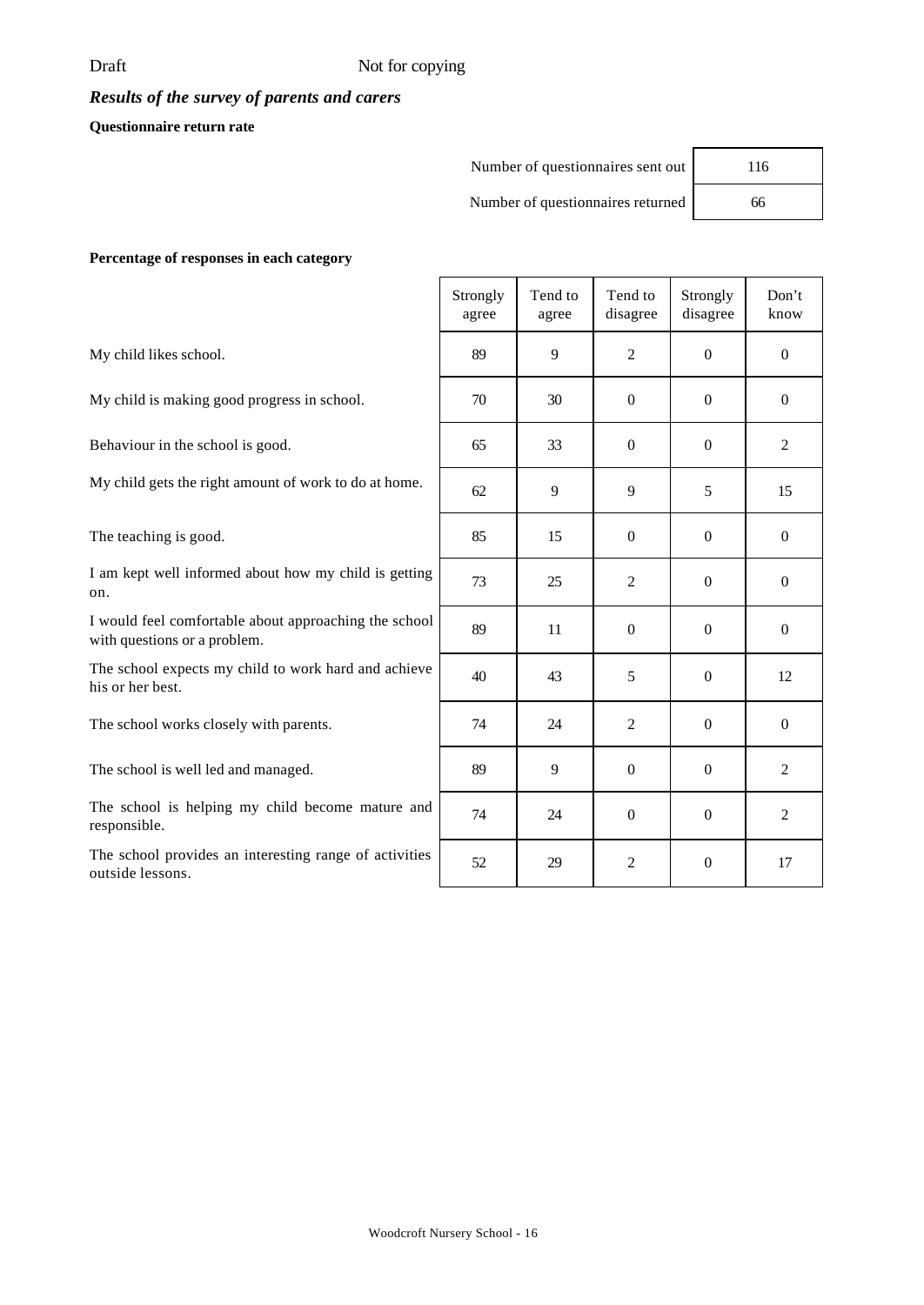## *Results of the survey of parents and carers*

**Questionnaire return rate**

| | |
|---|---|
| Number of questionnaires sent out | 116 |
| Number of questionnaires returned | 66 |

**Percentage of responses in each category**

| | Strongly agree | Tend to agree | Tend to disagree | Strongly disagree | Don't know |
|---|---|---|---|---|---|
| My child likes school. | 89 | 9 | 2 | 0 | 0 |
| My child is making good progress in school. | 70 | 30 | 0 | 0 | 0 |
| Behaviour in the school is good. | 65 | 33 | 0 | 0 | 2 |
| My child gets the right amount of work to do at home. | 62 | 9 | 9 | 5 | 15 |
| The teaching is good. | 85 | 15 | 0 | 0 | 0 |
| I am kept well informed about how my child is getting on. | 73 | 25 | 2 | 0 | 0 |
| I would feel comfortable about approaching the school with questions or a problem. | 89 | 11 | 0 | 0 | 0 |
| The school expects my child to work hard and achieve his or her best. | 40 | 43 | 5 | 0 | 12 |
| The school works closely with parents. | 74 | 24 | 2 | 0 | 0 |
| The school is well led and managed. | 89 | 9 | 0 | 0 | 2 |
| The school is helping my child become mature and responsible. | 74 | 24 | 0 | 0 | 2 |
| The school provides an interesting range of activities outside lessons. | 52 | 29 | 2 | 0 | 17 |